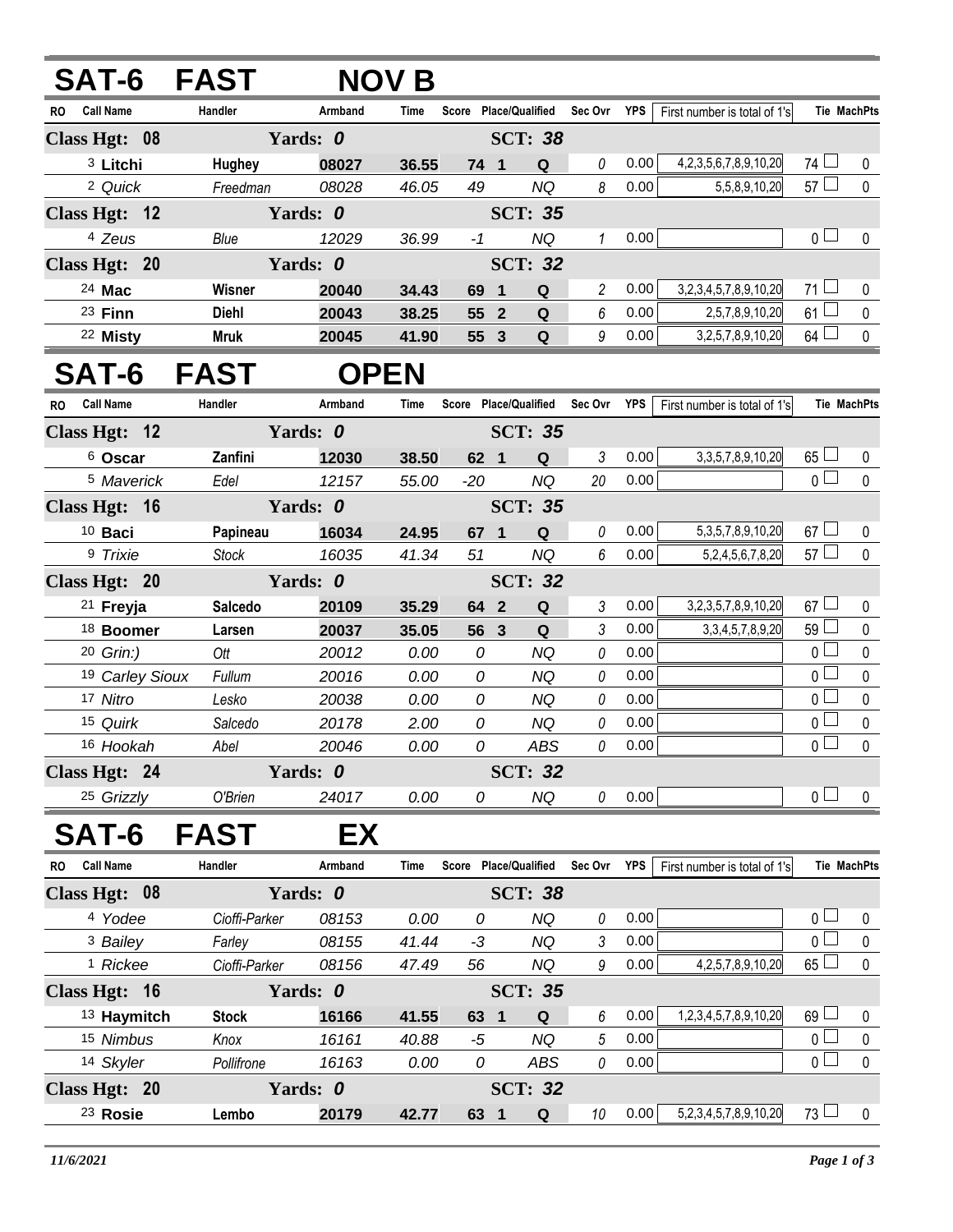## SAT-6 FAST NOV B

| RO | Call Name | Handler | Armband | Time | Score | Place | Qualified | Sec Ovr | YPS | First number is total of 1's | Tie | MachPts |
|---|---|---|---|---|---|---|---|---|---|---|---|---|
| **Class Hgt: 08** | | **Yards: 0** | | | | | **SCT: 38** | | | | | |
| 3 | **Litchi** | **Hughey** | **08027** | **36.55** | **74** | **1** | **Q** | 0 | 0.00 | 4,2,3,5,6,7,8,9,10,20 | 74 | 0 |
| 2 | *Quick* | *Freedman* | *08028* | *46.05* | *49* | | *NQ* | 8 | 0.00 | 5,5,8,9,10,20 | 57 | 0 |
| **Class Hgt: 12** | | **Yards: 0** | | | | | **SCT: 35** | | | | | |
| 4 | *Zeus* | *Blue* | *12029* | *36.99* | *-1* | | *NQ* | 1 | 0.00 | | 0 | 0 |
| **Class Hgt: 20** | | **Yards: 0** | | | | | **SCT: 32** | | | | | |
| 24 | **Mac** | **Wisner** | **20040** | **34.43** | **69** | **1** | **Q** | 2 | 0.00 | 3,2,3,4,5,7,8,9,10,20 | 71 | 0 |
| 23 | **Finn** | **Diehl** | **20043** | **38.25** | **55** | **2** | **Q** | 6 | 0.00 | 2,5,7,8,9,10,20 | 61 | 0 |
| 22 | **Misty** | **Mruk** | **20045** | **41.90** | **55** | **3** | **Q** | 9 | 0.00 | 3,2,5,7,8,9,10,20 | 64 | 0 |

## SAT-6 FAST OPEN

| RO | Call Name | Handler | Armband | Time | Score | Place | Qualified | Sec Ovr | YPS | First number is total of 1's | Tie | MachPts |
|---|---|---|---|---|---|---|---|---|---|---|---|---|
| **Class Hgt: 12** | | **Yards: 0** | | | | | **SCT: 35** | | | | | |
| 6 | **Oscar** | **Zanfini** | **12030** | **38.50** | **62** | **1** | **Q** | 3 | 0.00 | 3,3,5,7,8,9,10,20 | 65 | 0 |
| 5 | *Maverick* | *Edel* | *12157* | *55.00* | *-20* | | *NQ* | 20 | 0.00 | | 0 | 0 |
| **Class Hgt: 16** | | **Yards: 0** | | | | | **SCT: 35** | | | | | |
| 10 | **Baci** | **Papineau** | **16034** | **24.95** | **67** | **1** | **Q** | 0 | 0.00 | 5,3,5,7,8,9,10,20 | 67 | 0 |
| 9 | *Trixie* | *Stock* | *16035* | *41.34* | *51* | | *NQ* | 6 | 0.00 | 5,2,4,5,6,7,8,20 | 57 | 0 |
| **Class Hgt: 20** | | **Yards: 0** | | | | | **SCT: 32** | | | | | |
| 21 | **Freyja** | **Salcedo** | **20109** | **35.29** | **64** | **2** | **Q** | 3 | 0.00 | 3,2,3,5,7,8,9,10,20 | 67 | 0 |
| 18 | **Boomer** | **Larsen** | **20037** | **35.05** | **56** | **3** | **Q** | 3 | 0.00 | 3,3,4,5,7,8,9,20 | 59 | 0 |
| 20 | *Grin:)* | *Ott* | *20012* | *0.00* | *0* | | *NQ* | 0 | 0.00 | | 0 | 0 |
| 19 | *Carley Sioux* | *Fullum* | *20016* | *0.00* | *0* | | *NQ* | 0 | 0.00 | | 0 | 0 |
| 17 | *Nitro* | *Lesko* | *20038* | *0.00* | *0* | | *NQ* | 0 | 0.00 | | 0 | 0 |
| 15 | *Quirk* | *Salcedo* | *20178* | *2.00* | *0* | | *NQ* | 0 | 0.00 | | 0 | 0 |
| 16 | *Hookah* | *Abel* | *20046* | *0.00* | *0* | | *ABS* | 0 | 0.00 | | 0 | 0 |
| **Class Hgt: 24** | | **Yards: 0** | | | | | **SCT: 32** | | | | | |
| 25 | *Grizzly* | *O'Brien* | *24017* | *0.00* | *0* | | *NQ* | 0 | 0.00 | | 0 | 0 |

## SAT-6 FAST EX

| RO | Call Name | Handler | Armband | Time | Score | Place | Qualified | Sec Ovr | YPS | First number is total of 1's | Tie | MachPts |
|---|---|---|---|---|---|---|---|---|---|---|---|---|
| **Class Hgt: 08** | | **Yards: 0** | | | | | **SCT: 38** | | | | | |
| 4 | *Yodee* | *Cioffi-Parker* | *08153* | *0.00* | *0* | | *NQ* | 0 | 0.00 | | 0 | 0 |
| 3 | *Bailey* | *Farley* | *08155* | *41.44* | *-3* | | *NQ* | 3 | 0.00 | | 0 | 0 |
| 1 | *Rickee* | *Cioffi-Parker* | *08156* | *47.49* | *56* | | *NQ* | 9 | 0.00 | 4,2,5,7,8,9,10,20 | 65 | 0 |
| **Class Hgt: 16** | | **Yards: 0** | | | | | **SCT: 35** | | | | | |
| 13 | **Haymitch** | **Stock** | **16166** | **41.55** | **63** | **1** | **Q** | 6 | 0.00 | 1,2,3,4,5,7,8,9,10,20 | 69 | 0 |
| 15 | *Nimbus* | *Knox* | *16161* | *40.88* | *-5* | | *NQ* | 5 | 0.00 | | 0 | 0 |
| 14 | *Skyler* | *Pollifrone* | *16163* | *0.00* | *0* | | *ABS* | 0 | 0.00 | | 0 | 0 |
| **Class Hgt: 20** | | **Yards: 0** | | | | | **SCT: 32** | | | | | |
| 23 | **Rosie** | **Lembo** | **20179** | **42.77** | **63** | **1** | **Q** | 10 | 0.00 | 5,2,3,4,5,7,8,9,10,20 | 73 | 0 |

*11/6/2021*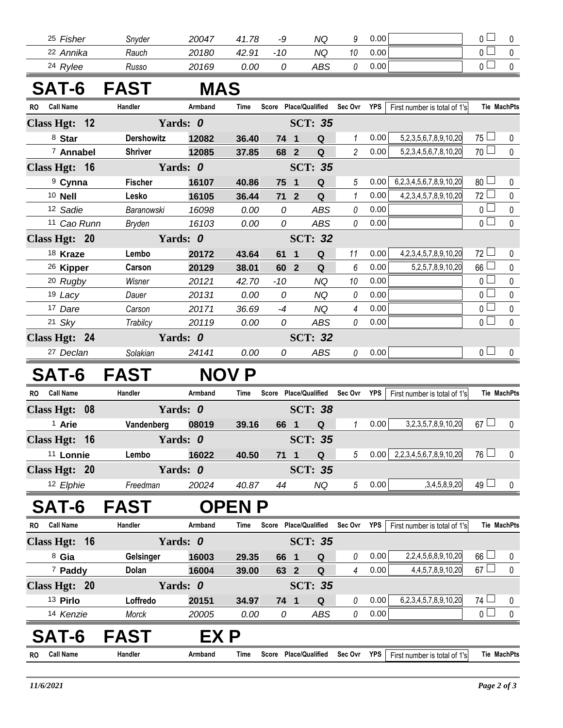| RO | Call Name | Handler | Armband | Time | Score | Place/Qualified | Sec Ovr | YPS | First number is total of 1's | Tie | MachPts |
|---|---|---|---|---|---|---|---|---|---|---|---|
| 25 | *Fisher* | *Snyder* | *20047* | *41.78* | *-9* | *NQ* | *9* | 0.00 | | 0 | 0 |
| 22 | *Annika* | *Rauch* | *20180* | *42.91* | *-10* | *NQ* | *10* | 0.00 | | 0 | 0 |
| 24 | *Rylee* | *Russo* | *20169* | *0.00* | *0* | *ABS* | *0* | 0.00 | | 0 | 0 |

## SAT-6 FAST MAS

| RO | Call Name | Handler | Armband | Time | Score | Place/Qualified | Sec Ovr | YPS | First number is total of 1's | Tie | MachPts |
|---|---|---|---|---|---|---|---|---|---|---|---|
| **Class Hgt: 12** | | **Yards: 0** | | | | **SCT: 35** | | | | | |
| 8 | **Star** | **Dershowitz** | **12082** | **36.40** | **74 1** | **Q** | 1 | 0.00 | 5,2,3,5,6,7,8,9,10,20 | 75 | 0 |
| 7 | **Annabel** | **Shriver** | **12085** | **37.85** | **68 2** | **Q** | 2 | 0.00 | 5,2,3,4,5,6,7,8,10,20 | 70 | 0 |
| **Class Hgt: 16** | | **Yards: 0** | | | | **SCT: 35** | | | | | |
| 9 | **Cynna** | **Fischer** | **16107** | **40.86** | **75 1** | **Q** | 5 | 0.00 | 6,2,3,4,5,6,7,8,9,10,20 | 80 | 0 |
| 10 | **Nell** | **Lesko** | **16105** | **36.44** | **71 2** | **Q** | 1 | 0.00 | 4,2,3,4,5,7,8,9,10,20 | 72 | 0 |
| 12 | *Sadie* | *Baranowski* | *16098* | *0.00* | *0* | *ABS* | 0 | 0.00 | | 0 | 0 |
| 11 | *Cao Runn* | *Bryden* | *16103* | *0.00* | *0* | *ABS* | 0 | 0.00 | | 0 | 0 |
| **Class Hgt: 20** | | **Yards: 0** | | | | **SCT: 32** | | | | | |
| 18 | **Kraze** | **Lembo** | **20172** | **43.64** | **61 1** | **Q** | 11 | 0.00 | 4,2,3,4,5,7,8,9,10,20 | 72 | 0 |
| 26 | **Kipper** | **Carson** | **20129** | **38.01** | **60 2** | **Q** | 6 | 0.00 | 5,2,5,7,8,9,10,20 | 66 | 0 |
| 20 | *Rugby* | *Wisner* | *20121* | *42.70* | *-10* | *NQ* | 10 | 0.00 | | 0 | 0 |
| 19 | *Lacy* | *Dauer* | *20131* | *0.00* | *0* | *NQ* | 0 | 0.00 | | 0 | 0 |
| 17 | *Dare* | *Carson* | *20171* | *36.69* | *-4* | *NQ* | 4 | 0.00 | | 0 | 0 |
| 21 | *Sky* | *Trabilcy* | *20119* | *0.00* | *0* | *ABS* | 0 | 0.00 | | 0 | 0 |
| **Class Hgt: 24** | | **Yards: 0** | | | | **SCT: 32** | | | | | |
| 27 | *Declan* | *Solakian* | *24141* | *0.00* | *0* | *ABS* | 0 | 0.00 | | 0 | 0 |

## SAT-6 FAST NOV P

| RO | Call Name | Handler | Armband | Time | Score | Place/Qualified | Sec Ovr | YPS | First number is total of 1's | Tie | MachPts |
|---|---|---|---|---|---|---|---|---|---|---|---|
| **Class Hgt: 08** | | **Yards: 0** | | | | **SCT: 38** | | | | | |
| 1 | **Arie** | **Vandenberg** | **08019** | **39.16** | **66 1** | **Q** | 1 | 0.00 | 3,2,3,5,7,8,9,10,20 | 67 | 0 |
| **Class Hgt: 16** | | **Yards: 0** | | | | **SCT: 35** | | | | | |
| 11 | **Lonnie** | **Lembo** | **16022** | **40.50** | **71 1** | **Q** | 5 | 0.00 | 2,2,3,4,5,6,7,8,9,10,20 | 76 | 0 |
| **Class Hgt: 20** | | **Yards: 0** | | | | **SCT: 35** | | | | | |
| 12 | *Elphie* | *Freedman* | *20024* | *40.87* | *44* | *NQ* | 5 | 0.00 | ,3,4,5,8,9,20 | 49 | 0 |

## SAT-6 FAST OPEN P

| RO | Call Name | Handler | Armband | Time | Score | Place/Qualified | Sec Ovr | YPS | First number is total of 1's | Tie | MachPts |
|---|---|---|---|---|---|---|---|---|---|---|---|
| **Class Hgt: 16** | | **Yards: 0** | | | | **SCT: 35** | | | | | |
| 8 | **Gia** | **Gelsinger** | **16003** | **29.35** | **66 1** | **Q** | 0 | 0.00 | 2,2,4,5,6,8,9,10,20 | 66 | 0 |
| 7 | **Paddy** | **Dolan** | **16004** | **39.00** | **63 2** | **Q** | 4 | 0.00 | 4,4,5,7,8,9,10,20 | 67 | 0 |
| **Class Hgt: 20** | | **Yards: 0** | | | | **SCT: 35** | | | | | |
| 13 | **Pirlo** | **Loffredo** | **20151** | **34.97** | **74 1** | **Q** | 0 | 0.00 | 6,2,3,4,5,7,8,9,10,20 | 74 | 0 |
| 14 | *Kenzie* | *Morck* | *20005* | *0.00* | *0* | *ABS* | 0 | 0.00 | | 0 | 0 |

## SAT-6 FAST EX P

| RO | Call Name | Handler | Armband | Time | Score | Place/Qualified | Sec Ovr | YPS | First number is total of 1's | Tie | MachPts |
|---|---|---|---|---|---|---|---|---|---|---|---|

*11/6/2021*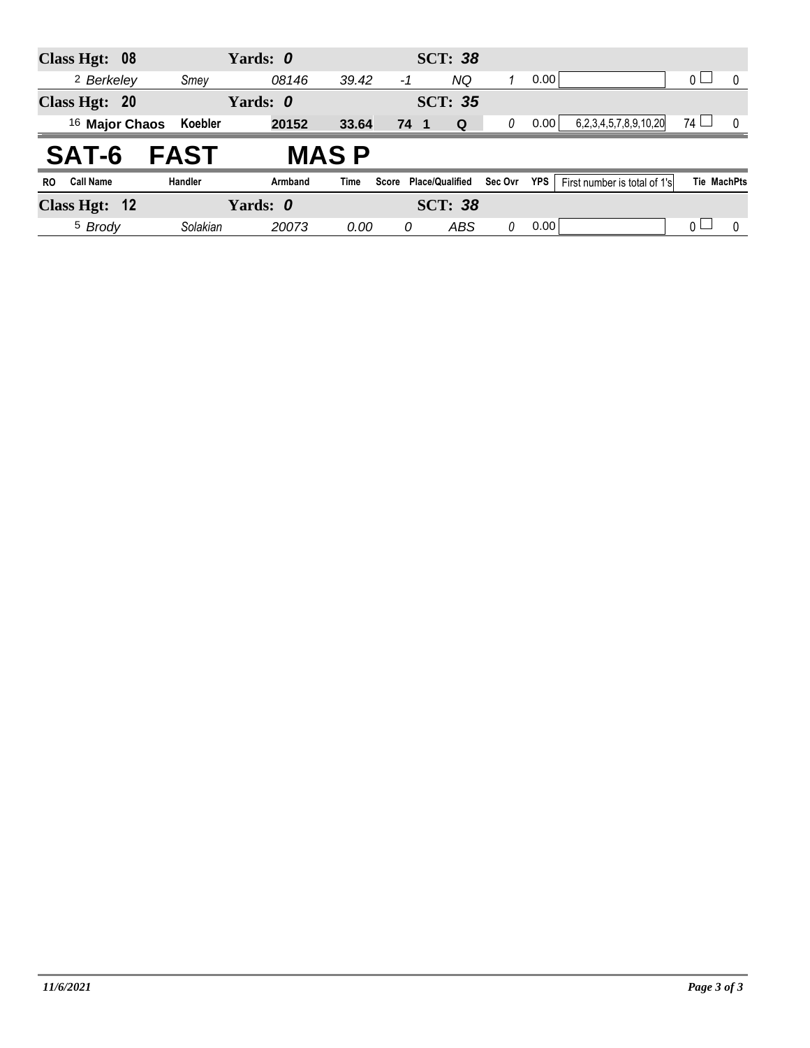| Class Hgt: 08 | | Yards: 0 | | | SCT: 38 | | | | | |
|---|---|---|---|---|---|---|---|---|---|---|
| 2 Berkeley | Smey | 08146 | 39.42 | -1 | NQ | 1 | 0.00 | | 0 | 0 |
| **Class Hgt: 20** | | **Yards: 0** | | | **SCT: 35** | | | | | |
| 16 **Major Chaos** | **Koebler** | **20152** | **33.64** | **74 1** | **Q** | 0 | 0.00 | 6,2,3,4,5,7,8,9,10,20 | 74 | 0 |

# SAT-6 FAST MAS P

| RO Call Name | Handler | Armband | Time | Score | Place/Qualified | Sec Ovr | YPS | First number is total of 1's | Tie | MachPts |
|---|---|---|---|---|---|---|---|---|---|---|
| **Class Hgt: 12** | | **Yards: 0** | | | **SCT: 38** | | | | | |
| 5 Brody | Solakian | 20073 | 0.00 | 0 | ABS | 0 | 0.00 | | 0 | 0 |

*11/6/2021*